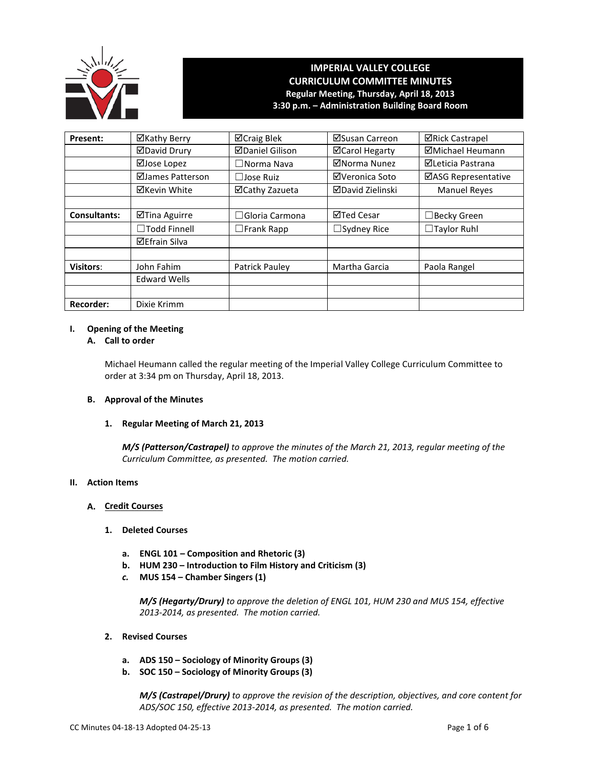# IMPERIAL VALLEY COLLEGE
## CURRICULUM COMMITTEE MINUTES
**Regular Meeting, Thursday, April 18, 2013**
**3:30 p.m. – Administration Building Board Room**

| | | | | |
|---|---|---|---|---|
| **Present:** | ☑Kathy Berry | ☑Craig Blek | ☑Susan Carreon | ☑Rick Castrapel |
| | ☑David Drury | ☑Daniel Gilison | ☑Carol Hegarty | ☑Michael Heumann |
| | ☑Jose Lopez | ☐Norma Nava | ☑Norma Nunez | ☑Leticia Pastrana |
| | ☑James Patterson | ☐Jose Ruiz | ☑Veronica Soto | ☑ASG Representative |
| | ☑Kevin White | ☑Cathy Zazueta | ☑David Zielinski | Manuel Reyes |
| | | | | |
| **Consultants:** | ☑Tina Aguirre | ☐Gloria Carmona | ☑Ted Cesar | ☐Becky Green |
| | ☐Todd Finnell | ☐Frank Rapp | ☐Sydney Rice | ☐Taylor Ruhl |
| | ☑Efrain Silva | | | |
| | | | | |
| **Visitors:** | John Fahim | Patrick Pauley | Martha Garcia | Paola Rangel |
| | Edward Wells | | | |
| | | | | |
| **Recorder:** | Dixie Krimm | | | |

## I. Opening of the Meeting

### A. Call to order

Michael Heumann called the regular meeting of the Imperial Valley College Curriculum Committee to order at 3:34 pm on Thursday, April 18, 2013.

### B. Approval of the Minutes

**1. Regular Meeting of March 21, 2013**

***M/S (Patterson/Castrapel)*** *to approve the minutes of the March 21, 2013, regular meeting of the Curriculum Committee, as presented. The motion carried.*

## II. Action Items

### A. Credit Courses

**1. Deleted Courses**

a. **ENGL 101 – Composition and Rhetoric (3)**
b. **HUM 230 – Introduction to Film History and Criticism (3)**
c. **MUS 154 – Chamber Singers (1)**

***M/S (Hegarty/Drury)*** *to approve the deletion of ENGL 101, HUM 230 and MUS 154, effective 2013-2014, as presented. The motion carried.*

**2. Revised Courses**

a. **ADS 150 – Sociology of Minority Groups (3)**
b. **SOC 150 – Sociology of Minority Groups (3)**

***M/S (Castrapel/Drury)*** *to approve the revision of the description, objectives, and core content for ADS/SOC 150, effective 2013-2014, as presented. The motion carried.*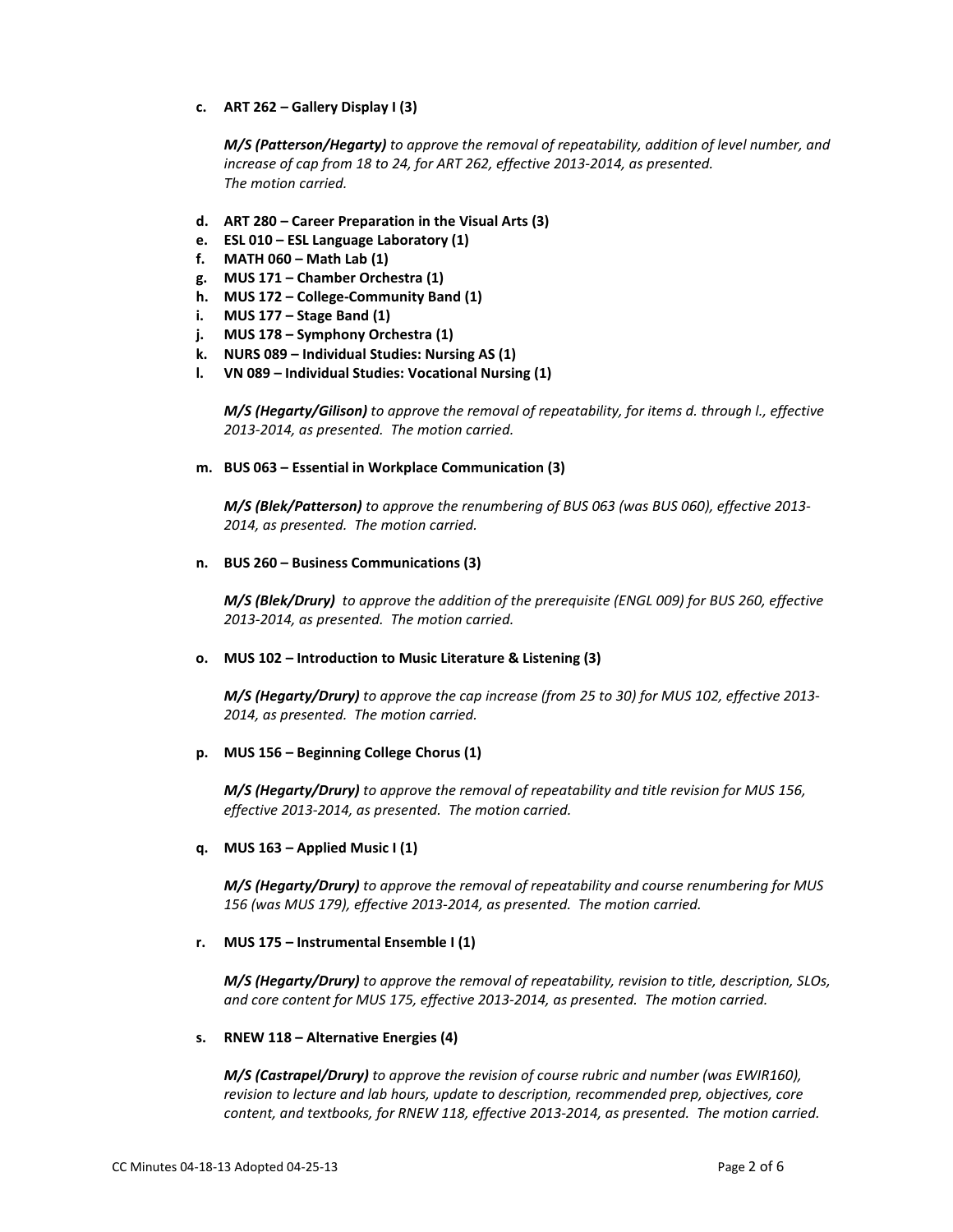c. **ART 262 – Gallery Display I (3)**

   ***M/S (Patterson/Hegarty)*** *to approve the removal of repeatability, addition of level number, and increase of cap from 18 to 24, for ART 262, effective 2013-2014, as presented. The motion carried.*

d. **ART 280 – Career Preparation in the Visual Arts (3)**
e. **ESL 010 – ESL Language Laboratory (1)**
f. **MATH 060 – Math Lab (1)**
g. **MUS 171 – Chamber Orchestra (1)**
h. **MUS 172 – College-Community Band (1)**
i. **MUS 177 – Stage Band (1)**
j. **MUS 178 – Symphony Orchestra (1)**
k. **NURS 089 – Individual Studies: Nursing AS (1)**
l. **VN 089 – Individual Studies: Vocational Nursing (1)**

   ***M/S (Hegarty/Gilison)*** *to approve the removal of repeatability, for items d. through l., effective 2013-2014, as presented. The motion carried.*

m. **BUS 063 – Essential in Workplace Communication (3)**

   ***M/S (Blek/Patterson)*** *to approve the renumbering of BUS 063 (was BUS 060), effective 2013-2014, as presented. The motion carried.*

n. **BUS 260 – Business Communications (3)**

   ***M/S (Blek/Drury)*** *to approve the addition of the prerequisite (ENGL 009) for BUS 260, effective 2013-2014, as presented. The motion carried.*

o. **MUS 102 – Introduction to Music Literature & Listening (3)**

   ***M/S (Hegarty/Drury)*** *to approve the cap increase (from 25 to 30) for MUS 102, effective 2013-2014, as presented. The motion carried.*

p. **MUS 156 – Beginning College Chorus (1)**

   ***M/S (Hegarty/Drury)*** *to approve the removal of repeatability and title revision for MUS 156, effective 2013-2014, as presented. The motion carried.*

q. **MUS 163 – Applied Music I (1)**

   ***M/S (Hegarty/Drury)*** *to approve the removal of repeatability and course renumbering for MUS 156 (was MUS 179), effective 2013-2014, as presented. The motion carried.*

r. **MUS 175 – Instrumental Ensemble I (1)**

   ***M/S (Hegarty/Drury)*** *to approve the removal of repeatability, revision to title, description, SLOs, and core content for MUS 175, effective 2013-2014, as presented. The motion carried.*

s. **RNEW 118 – Alternative Energies (4)**

   ***M/S (Castrapel/Drury)*** *to approve the revision of course rubric and number (was EWIR160), revision to lecture and lab hours, update to description, recommended prep, objectives, core content, and textbooks, for RNEW 118, effective 2013-2014, as presented. The motion carried.*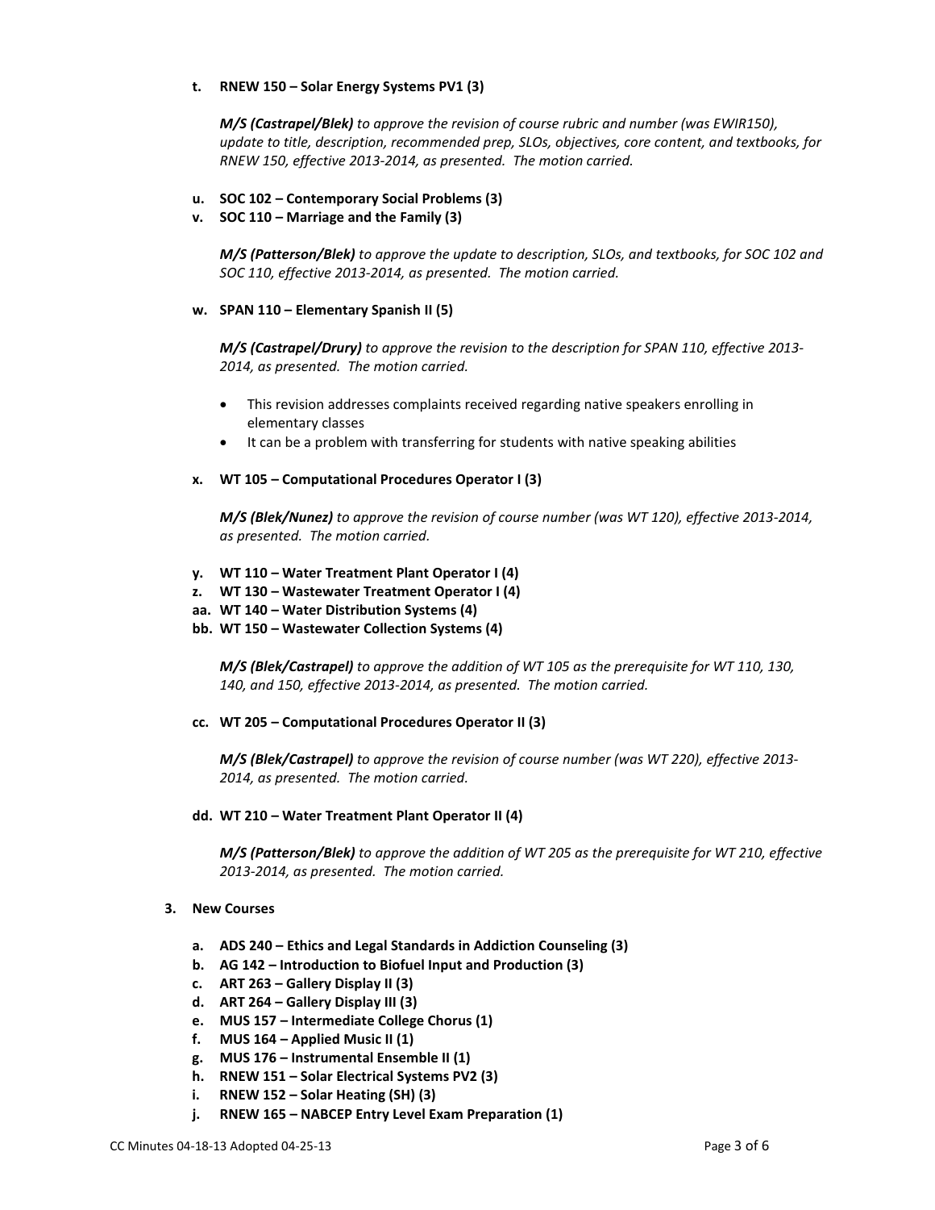**t. RNEW 150 – Solar Energy Systems PV1 (3)**

> ***M/S (Castrapel/Blek)*** *to approve the revision of course rubric and number (was EWIR150), update to title, description, recommended prep, SLOs, objectives, core content, and textbooks, for RNEW 150, effective 2013-2014, as presented. The motion carried.*

**u. SOC 102 – Contemporary Social Problems (3)**

**v. SOC 110 – Marriage and the Family (3)**

> ***M/S (Patterson/Blek)*** *to approve the update to description, SLOs, and textbooks, for SOC 102 and SOC 110, effective 2013-2014, as presented. The motion carried.*

**w. SPAN 110 – Elementary Spanish II (5)**

> ***M/S (Castrapel/Drury)*** *to approve the revision to the description for SPAN 110, effective 2013-2014, as presented. The motion carried.*
>
> - This revision addresses complaints received regarding native speakers enrolling in elementary classes
> - It can be a problem with transferring for students with native speaking abilities

**x. WT 105 – Computational Procedures Operator I (3)**

> ***M/S (Blek/Nunez)*** *to approve the revision of course number (was WT 120), effective 2013-2014, as presented. The motion carried.*

**y. WT 110 – Water Treatment Plant Operator I (4)**

**z. WT 130 – Wastewater Treatment Operator I (4)**

**aa. WT 140 – Water Distribution Systems (4)**

**bb. WT 150 – Wastewater Collection Systems (4)**

> ***M/S (Blek/Castrapel)*** *to approve the addition of WT 105 as the prerequisite for WT 110, 130, 140, and 150, effective 2013-2014, as presented. The motion carried.*

**cc. WT 205 – Computational Procedures Operator II (3)**

> ***M/S (Blek/Castrapel)*** *to approve the revision of course number (was WT 220), effective 2013-2014, as presented. The motion carried.*

**dd. WT 210 – Water Treatment Plant Operator II (4)**

> ***M/S (Patterson/Blek)*** *to approve the addition of WT 205 as the prerequisite for WT 210, effective 2013-2014, as presented. The motion carried.*

**3. New Courses**

**a. ADS 240 – Ethics and Legal Standards in Addiction Counseling (3)**

**b. AG 142 – Introduction to Biofuel Input and Production (3)**

**c. ART 263 – Gallery Display II (3)**

**d. ART 264 – Gallery Display III (3)**

**e. MUS 157 – Intermediate College Chorus (1)**

**f. MUS 164 – Applied Music II (1)**

**g. MUS 176 – Instrumental Ensemble II (1)**

**h. RNEW 151 – Solar Electrical Systems PV2 (3)**

**i. RNEW 152 – Solar Heating (SH) (3)**

**j. RNEW 165 – NABCEP Entry Level Exam Preparation (1)**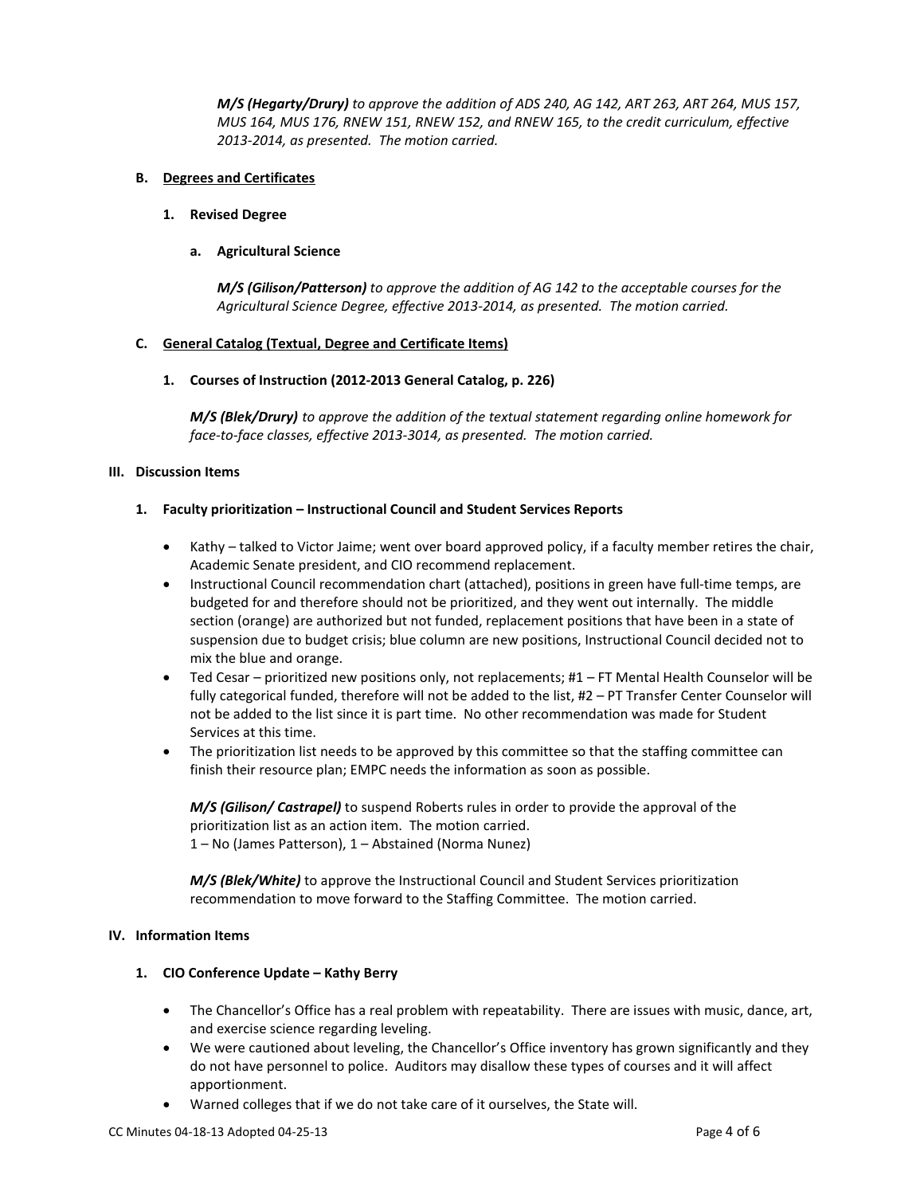*M/S (Hegarty/Drury) to approve the addition of ADS 240, AG 142, ART 263, ART 264, MUS 157, MUS 164, MUS 176, RNEW 151, RNEW 152, and RNEW 165, to the credit curriculum, effective 2013-2014, as presented. The motion carried.*

**B. Degrees and Certificates**

**1. Revised Degree**

**a. Agricultural Science**

***M/S (Gilison/Patterson)** to approve the addition of AG 142 to the acceptable courses for the Agricultural Science Degree, effective 2013-2014, as presented. The motion carried.*

**C. General Catalog (Textual, Degree and Certificate Items)**

**1. Courses of Instruction (2012-2013 General Catalog, p. 226)**

***M/S (Blek/Drury)** to approve the addition of the textual statement regarding online homework for face-to-face classes, effective 2013-3014, as presented. The motion carried.*

**III. Discussion Items**

**1. Faculty prioritization – Instructional Council and Student Services Reports**

- Kathy – talked to Victor Jaime; went over board approved policy, if a faculty member retires the chair, Academic Senate president, and CIO recommend replacement.
- Instructional Council recommendation chart (attached), positions in green have full-time temps, are budgeted for and therefore should not be prioritized, and they went out internally. The middle section (orange) are authorized but not funded, replacement positions that have been in a state of suspension due to budget crisis; blue column are new positions, Instructional Council decided not to mix the blue and orange.
- Ted Cesar – prioritized new positions only, not replacements; #1 – FT Mental Health Counselor will be fully categorical funded, therefore will not be added to the list, #2 – PT Transfer Center Counselor will not be added to the list since it is part time. No other recommendation was made for Student Services at this time.
- The prioritization list needs to be approved by this committee so that the staffing committee can finish their resource plan; EMPC needs the information as soon as possible.

***M/S (Gilison/ Castrapel)*** to suspend Roberts rules in order to provide the approval of the prioritization list as an action item. The motion carried.
1 – No (James Patterson), 1 – Abstained (Norma Nunez)

***M/S (Blek/White)*** to approve the Instructional Council and Student Services prioritization recommendation to move forward to the Staffing Committee. The motion carried.

**IV. Information Items**

**1. CIO Conference Update – Kathy Berry**

- The Chancellor's Office has a real problem with repeatability. There are issues with music, dance, art, and exercise science regarding leveling.
- We were cautioned about leveling, the Chancellor's Office inventory has grown significantly and they do not have personnel to police. Auditors may disallow these types of courses and it will affect apportionment.
- Warned colleges that if we do not take care of it ourselves, the State will.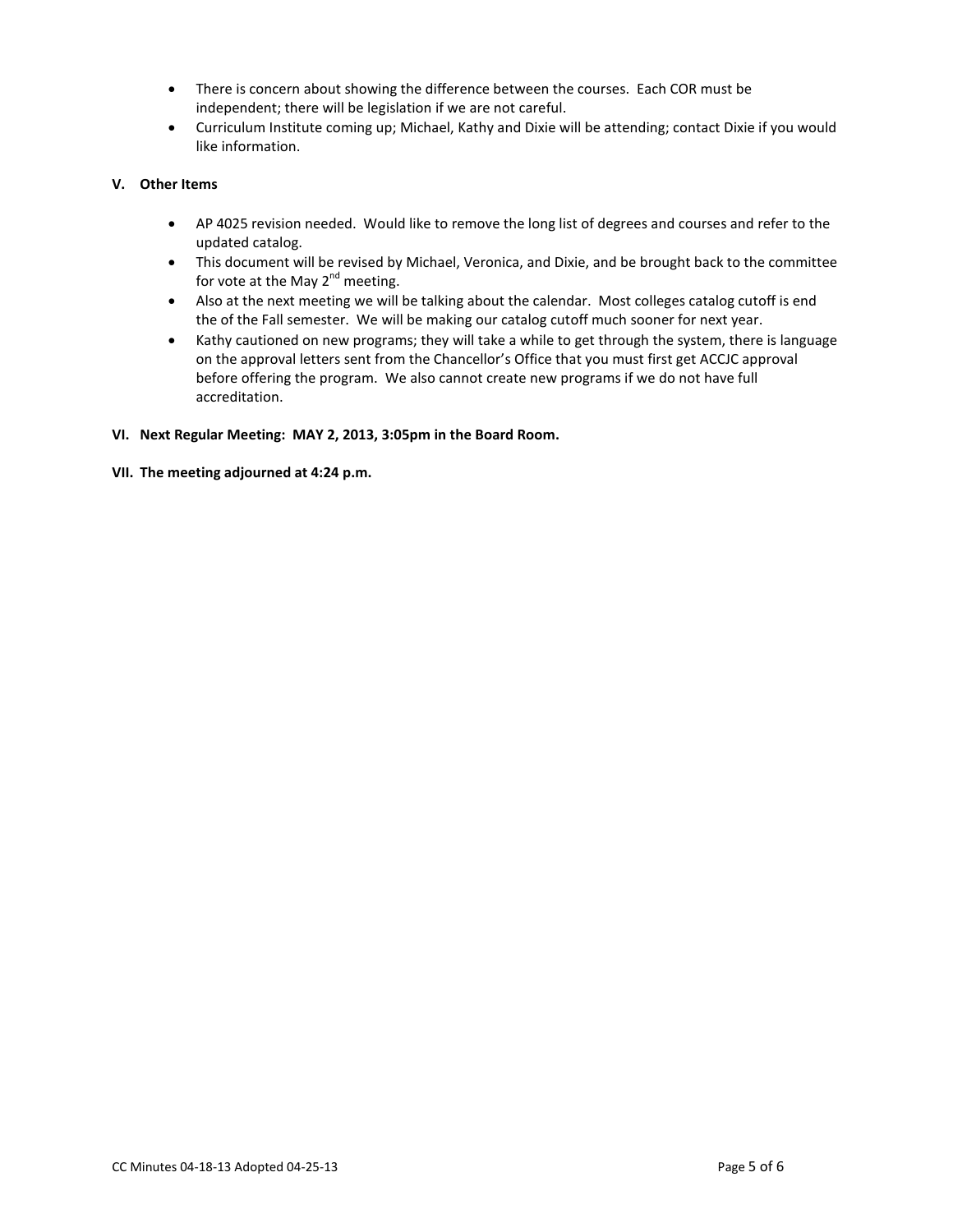- There is concern about showing the difference between the courses. Each COR must be independent; there will be legislation if we are not careful.
- Curriculum Institute coming up; Michael, Kathy and Dixie will be attending; contact Dixie if you would like information.

**V. Other Items**

- AP 4025 revision needed. Would like to remove the long list of degrees and courses and refer to the updated catalog.
- This document will be revised by Michael, Veronica, and Dixie, and be brought back to the committee for vote at the May 2nd meeting.
- Also at the next meeting we will be talking about the calendar. Most colleges catalog cutoff is end the of the Fall semester. We will be making our catalog cutoff much sooner for next year.
- Kathy cautioned on new programs; they will take a while to get through the system, there is language on the approval letters sent from the Chancellor's Office that you must first get ACCJC approval before offering the program. We also cannot create new programs if we do not have full accreditation.

**VI. Next Regular Meeting: MAY 2, 2013, 3:05pm in the Board Room.**

**VII. The meeting adjourned at 4:24 p.m.**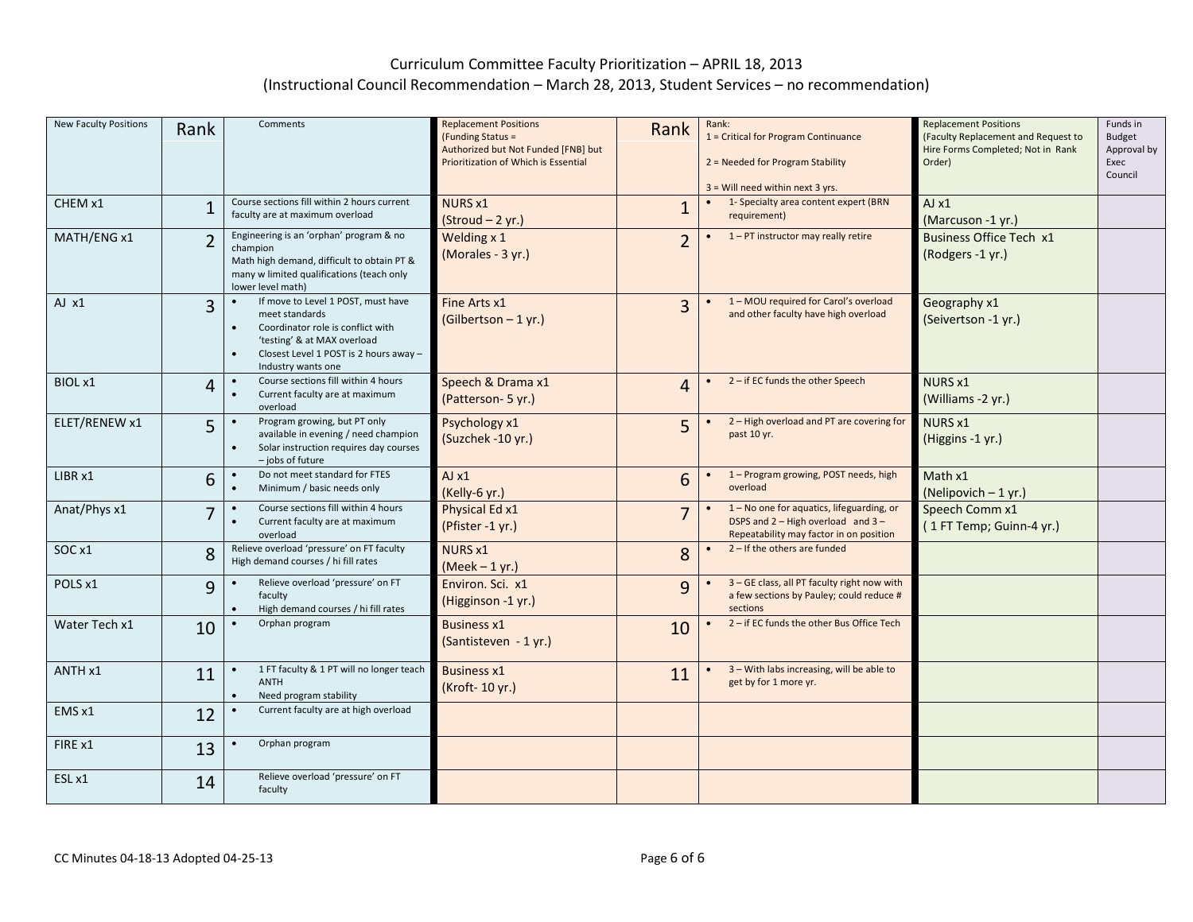Curriculum Committee Faculty Prioritization – APRIL 18, 2013
(Instructional Council Recommendation – March 28, 2013, Student Services – no recommendation)

| New Faculty Positions | Rank | Comments | Replacement Positions (Funding Status = Authorized but Not Funded [FNB] but Prioritization of Which is Essential | Rank | Rank: 1 = Critical for Program Continuance 2 = Needed for Program Stability 3 = Will need within next 3 yrs. | Replacement Positions (Faculty Replacement and Request to Hire Forms Completed; Not in Rank Order) | Funds in Budget Approval by Exec Council |
|---|---|---|---|---|---|---|---|
| CHEM x1 | 1 | Course sections fill within 2 hours current faculty are at maximum overload | NURS x1 (Stroud – 2 yr.) | 1 | • 1- Specialty area content expert (BRN requirement) | AJ x1 (Marcuson -1 yr.) | |
| MATH/ENG x1 | 2 | Engineering is an 'orphan' program & no champion Math high demand, difficult to obtain PT & many w limited qualifications (teach only lower level math) | Welding x 1 (Morales - 3 yr.) | 2 | • 1 – PT instructor may really retire | Business Office Tech x1 (Rodgers -1 yr.) | |
| AJ x1 | 3 | • If move to Level 1 POST, must have meet standards • Coordinator role is conflict with 'testing' & at MAX overload • Closest Level 1 POST is 2 hours away – Industry wants one | Fine Arts x1 (Gilbertson – 1 yr.) | 3 | • 1 – MOU required for Carol's overload and other faculty have high overload | Geography x1 (Seivertson -1 yr.) | |
| BIOL x1 | 4 | • Course sections fill within 4 hours • Current faculty are at maximum overload | Speech & Drama x1 (Patterson- 5 yr.) | 4 | • 2 – if EC funds the other Speech | NURS x1 (Williams -2 yr.) | |
| ELET/RENEW x1 | 5 | • Program growing, but PT only available in evening / need champion • Solar instruction requires day courses – jobs of future | Psychology x1 (Suzchek -10 yr.) | 5 | • 2 – High overload and PT are covering for past 10 yr. | NURS x1 (Higgins -1 yr.) | |
| LIBR x1 | 6 | • Do not meet standard for FTES • Minimum / basic needs only | AJ x1 (Kelly-6 yr.) | 6 | • 1 – Program growing, POST needs, high overload | Math x1 (Nelipovich – 1 yr.) | |
| Anat/Phys x1 | 7 | • Course sections fill within 4 hours • Current faculty are at maximum overload | Physical Ed x1 (Pfister -1 yr.) | 7 | • 1 – No one for aquatics, lifeguarding, or DSPS and 2 – High overload and 3 – Repeatability may factor in on position | Speech Comm x1 ( 1 FT Temp; Guinn-4 yr.) | |
| SOC x1 | 8 | Relieve overload 'pressure' on FT faculty High demand courses / hi fill rates | NURS x1 (Meek – 1 yr.) | 8 | • 2 – If the others are funded | | |
| POLS x1 | 9 | • Relieve overload 'pressure' on FT faculty • High demand courses / hi fill rates | Environ. Sci. x1 (Higginson -1 yr.) | 9 | • 3 – GE class, all PT faculty right now with a few sections by Pauley; could reduce # sections | | |
| Water Tech x1 | 10 | • Orphan program | Business x1 (Santisteven - 1 yr.) | 10 | • 2 – if EC funds the other Bus Office Tech | | |
| ANTH x1 | 11 | • 1 FT faculty & 1 PT will no longer teach ANTH • Need program stability | Business x1 (Kroft- 10 yr.) | 11 | • 3 – With labs increasing, will be able to get by for 1 more yr. | | |
| EMS x1 | 12 | • Current faculty are at high overload | | | | | |
| FIRE x1 | 13 | • Orphan program | | | | | |
| ESL x1 | 14 | Relieve overload 'pressure' on FT faculty | | | | | |

CC Minutes 04-18-13 Adopted 04-25-13